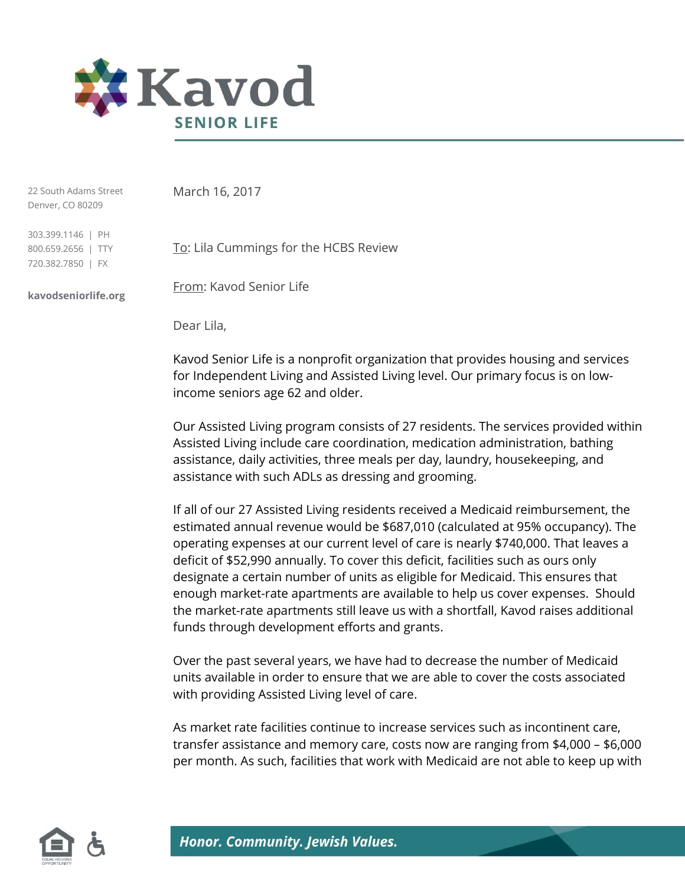# Kavod

**SENIOR LIFE**

22 South Adams Street
Denver, CO 80209

303.399.1146 | PH
800.659.2656 | TTY
720.382.7850 | FX

**kavodseniorlife.org**

March 16, 2017

To: Lila Cummings for the HCBS Review

From: Kavod Senior Life

Dear Lila,

Kavod Senior Life is a nonprofit organization that provides housing and services for Independent Living and Assisted Living level. Our primary focus is on low-income seniors age 62 and older.

Our Assisted Living program consists of 27 residents. The services provided within Assisted Living include care coordination, medication administration, bathing assistance, daily activities, three meals per day, laundry, housekeeping, and assistance with such ADLs as dressing and grooming.

If all of our 27 Assisted Living residents received a Medicaid reimbursement, the estimated annual revenue would be $687,010 (calculated at 95% occupancy). The operating expenses at our current level of care is nearly $740,000. That leaves a deficit of $52,990 annually. To cover this deficit, facilities such as ours only designate a certain number of units as eligible for Medicaid. This ensures that enough market-rate apartments are available to help us cover expenses. Should the market-rate apartments still leave us with a shortfall, Kavod raises additional funds through development efforts and grants.

Over the past several years, we have had to decrease the number of Medicaid units available in order to ensure that we are able to cover the costs associated with providing Assisted Living level of care.

As market rate facilities continue to increase services such as incontinent care, transfer assistance and memory care, costs now are ranging from $4,000 – $6,000 per month. As such, facilities that work with Medicaid are not able to keep up with

*Honor. Community. Jewish Values.*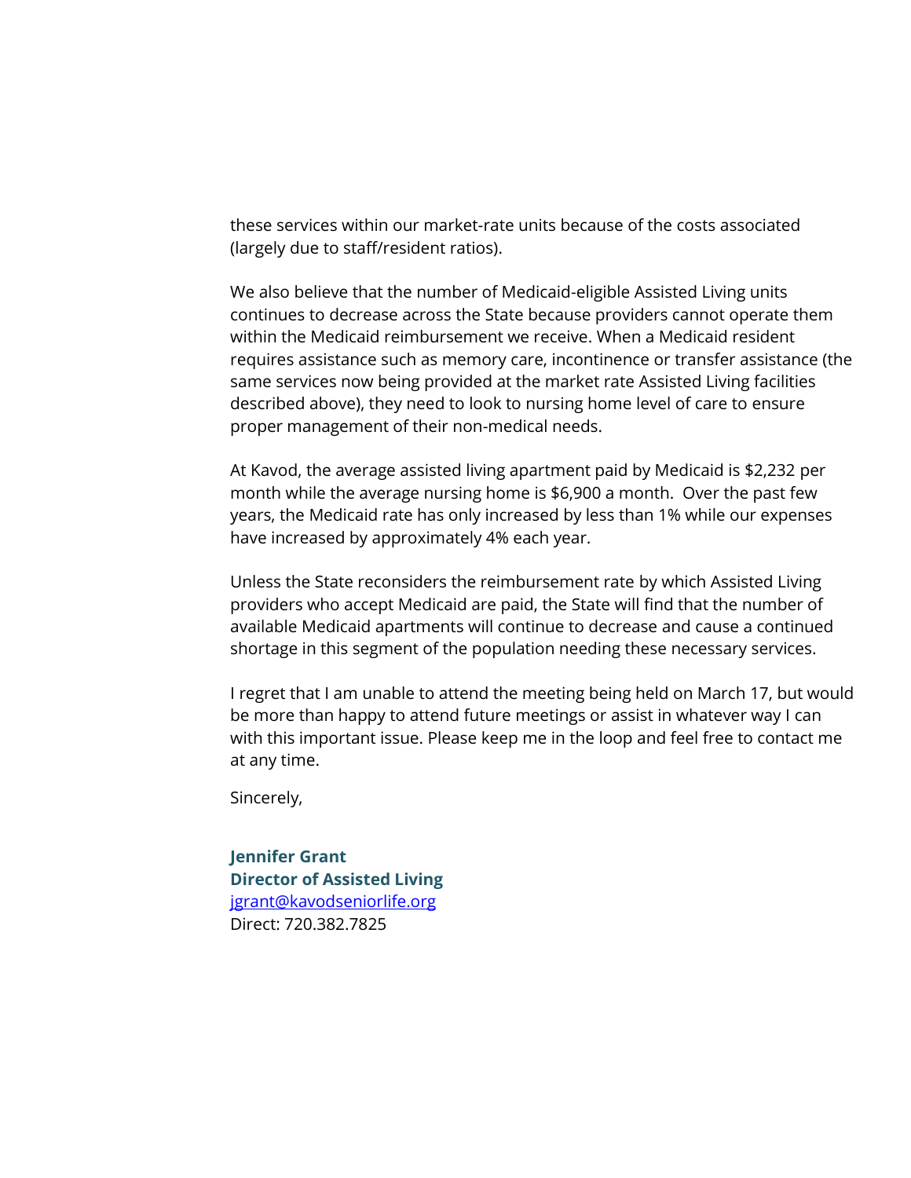these services within our market-rate units because of the costs associated (largely due to staff/resident ratios).

We also believe that the number of Medicaid-eligible Assisted Living units continues to decrease across the State because providers cannot operate them within the Medicaid reimbursement we receive. When a Medicaid resident requires assistance such as memory care, incontinence or transfer assistance (the same services now being provided at the market rate Assisted Living facilities described above), they need to look to nursing home level of care to ensure proper management of their non-medical needs.

At Kavod, the average assisted living apartment paid by Medicaid is $2,232 per month while the average nursing home is $6,900 a month. Over the past few years, the Medicaid rate has only increased by less than 1% while our expenses have increased by approximately 4% each year.

Unless the State reconsiders the reimbursement rate by which Assisted Living providers who accept Medicaid are paid, the State will find that the number of available Medicaid apartments will continue to decrease and cause a continued shortage in this segment of the population needing these necessary services.

I regret that I am unable to attend the meeting being held on March 17, but would be more than happy to attend future meetings or assist in whatever way I can with this important issue. Please keep me in the loop and feel free to contact me at any time.

Sincerely,

**Jennifer Grant**
**Director of Assisted Living**
jgrant@kavodseniorlife.org
Direct: 720.382.7825